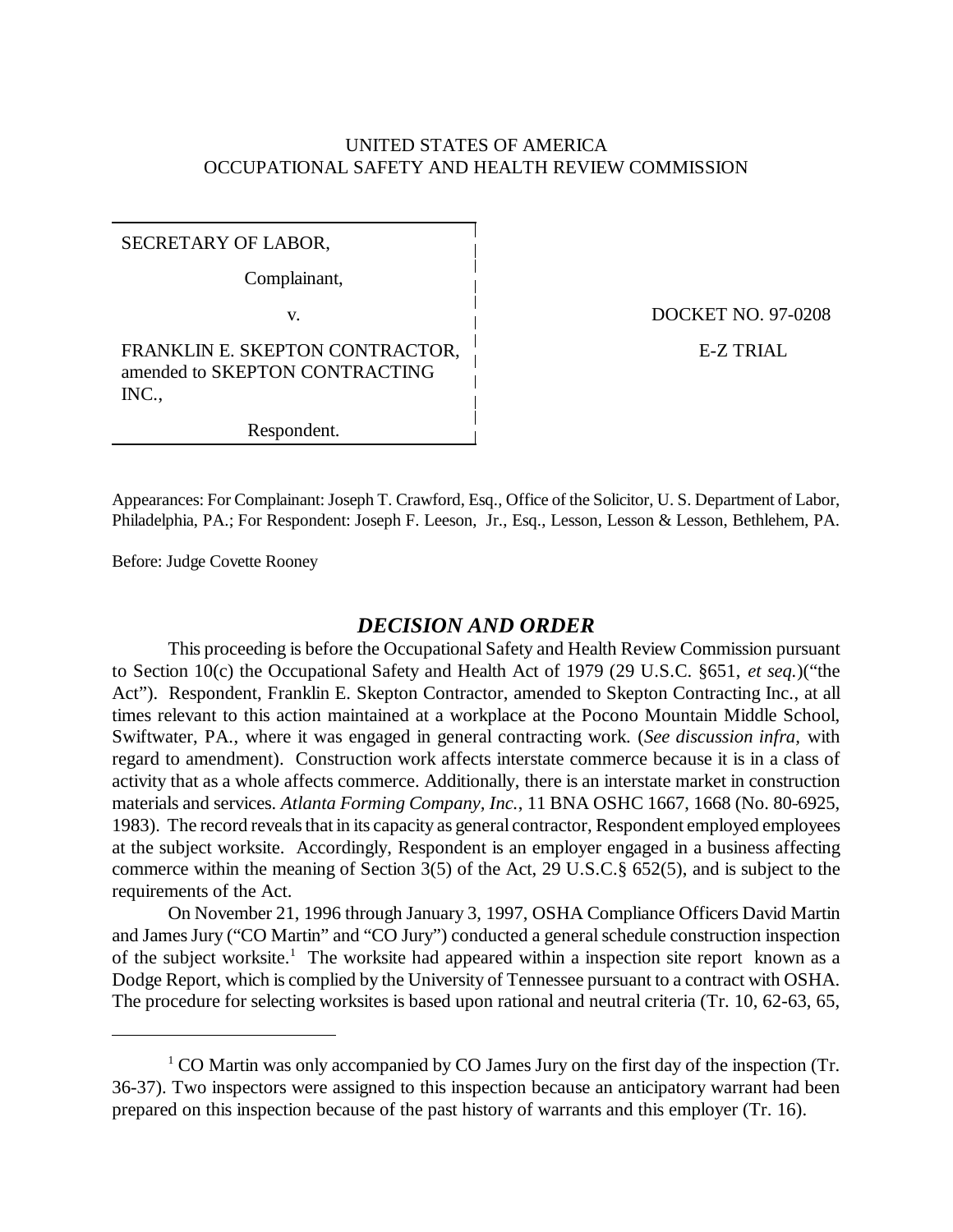UNITED STATES OF AMERICA
OCCUPATIONAL SAFETY AND HEALTH REVIEW COMMISSION

| | |
|---|---|
| SECRETARY OF LABOR,<br><br>Complainant,<br><br>v.<br><br>FRANKLIN E. SKEPTON CONTRACTOR, amended to SKEPTON CONTRACTING INC.,<br><br>Respondent. | DOCKET NO. 97-0208<br><br>E-Z TRIAL |

Appearances: For Complainant: Joseph T. Crawford, Esq., Office of the Solicitor, U. S. Department of Labor, Philadelphia, PA.; For Respondent: Joseph F. Leeson, Jr., Esq., Lesson, Lesson & Lesson, Bethlehem, PA.

Before: Judge Covette Rooney

## *DECISION AND ORDER*

This proceeding is before the Occupational Safety and Health Review Commission pursuant to Section 10(c) the Occupational Safety and Health Act of 1979 (29 U.S.C. §651, *et seq.*)("the Act"). Respondent, Franklin E. Skepton Contractor, amended to Skepton Contracting Inc., at all times relevant to this action maintained at a workplace at the Pocono Mountain Middle School, Swiftwater, PA., where it was engaged in general contracting work. (*See discussion infra,* with regard to amendment). Construction work affects interstate commerce because it is in a class of activity that as a whole affects commerce. Additionally, there is an interstate market in construction materials and services. *Atlanta Forming Company, Inc.*, 11 BNA OSHC 1667, 1668 (No. 80-6925, 1983). The record reveals that in its capacity as general contractor, Respondent employed employees at the subject worksite. Accordingly, Respondent is an employer engaged in a business affecting commerce within the meaning of Section 3(5) of the Act, 29 U.S.C.§ 652(5), and is subject to the requirements of the Act.

On November 21, 1996 through January 3, 1997, OSHA Compliance Officers David Martin and James Jury ("CO Martin" and "CO Jury") conducted a general schedule construction inspection of the subject worksite.[1] The worksite had appeared within a inspection site report known as a Dodge Report, which is complied by the University of Tennessee pursuant to a contract with OSHA. The procedure for selecting worksites is based upon rational and neutral criteria (Tr. 10, 62-63, 65,

---

[1] CO Martin was only accompanied by CO James Jury on the first day of the inspection (Tr. 36-37). Two inspectors were assigned to this inspection because an anticipatory warrant had been prepared on this inspection because of the past history of warrants and this employer (Tr. 16).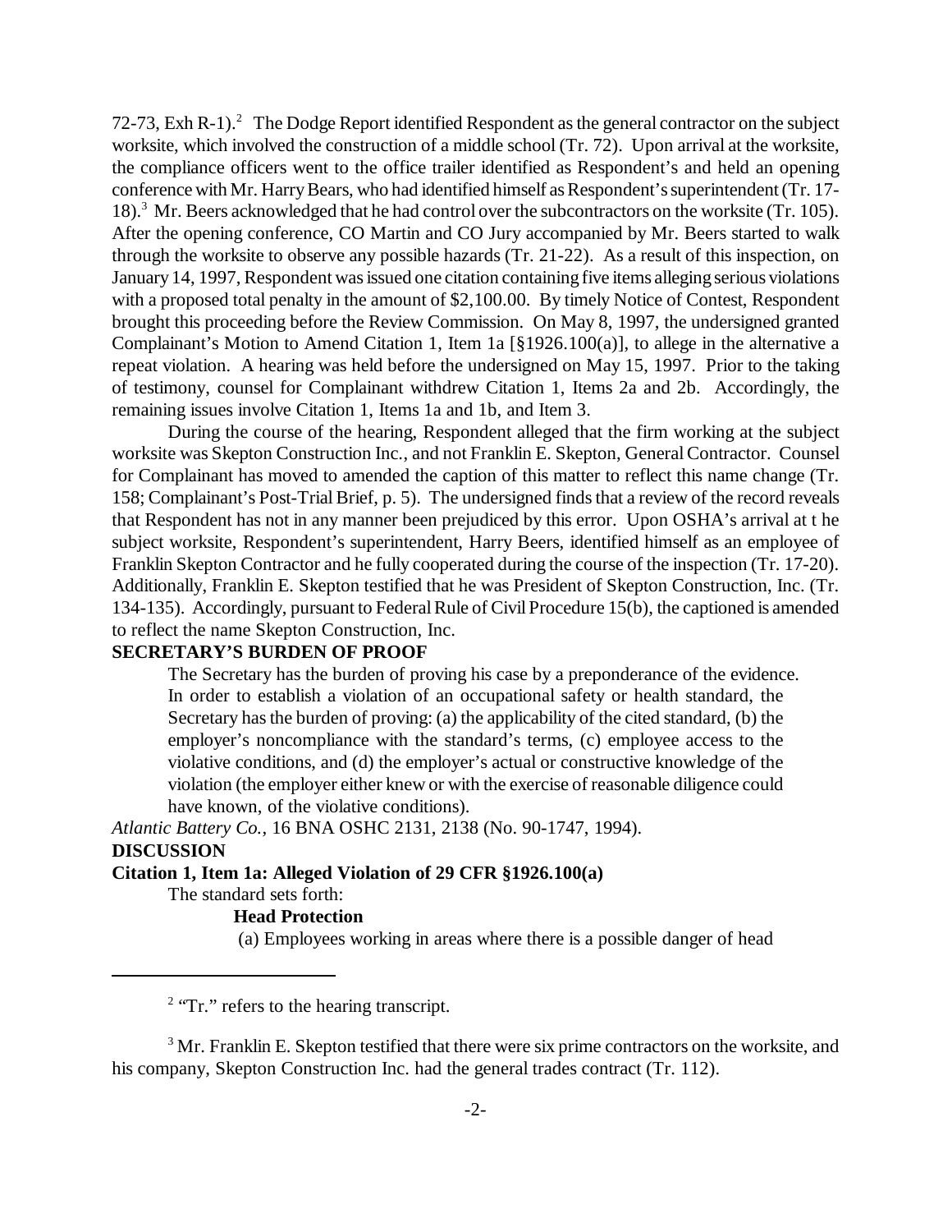72-73, Exh R-1).[2] The Dodge Report identified Respondent as the general contractor on the subject worksite, which involved the construction of a middle school (Tr. 72). Upon arrival at the worksite, the compliance officers went to the office trailer identified as Respondent's and held an opening conference with Mr. Harry Bears, who had identified himself as Respondent's superintendent (Tr. 17-18).[3] Mr. Beers acknowledged that he had control over the subcontractors on the worksite (Tr. 105). After the opening conference, CO Martin and CO Jury accompanied by Mr. Beers started to walk through the worksite to observe any possible hazards (Tr. 21-22). As a result of this inspection, on January 14, 1997, Respondent was issued one citation containing five items alleging serious violations with a proposed total penalty in the amount of $2,100.00. By timely Notice of Contest, Respondent brought this proceeding before the Review Commission. On May 8, 1997, the undersigned granted Complainant's Motion to Amend Citation 1, Item 1a [§1926.100(a)], to allege in the alternative a repeat violation. A hearing was held before the undersigned on May 15, 1997. Prior to the taking of testimony, counsel for Complainant withdrew Citation 1, Items 2a and 2b. Accordingly, the remaining issues involve Citation 1, Items 1a and 1b, and Item 3.

During the course of the hearing, Respondent alleged that the firm working at the subject worksite was Skepton Construction Inc., and not Franklin E. Skepton, General Contractor. Counsel for Complainant has moved to amended the caption of this matter to reflect this name change (Tr. 158; Complainant's Post-Trial Brief, p. 5). The undersigned finds that a review of the record reveals that Respondent has not in any manner been prejudiced by this error. Upon OSHA's arrival at t he subject worksite, Respondent's superintendent, Harry Beers, identified himself as an employee of Franklin Skepton Contractor and he fully cooperated during the course of the inspection (Tr. 17-20). Additionally, Franklin E. Skepton testified that he was President of Skepton Construction, Inc. (Tr. 134-135). Accordingly, pursuant to Federal Rule of Civil Procedure 15(b), the captioned is amended to reflect the name Skepton Construction, Inc.

**SECRETARY'S BURDEN OF PROOF**

> The Secretary has the burden of proving his case by a preponderance of the evidence. In order to establish a violation of an occupational safety or health standard, the Secretary has the burden of proving: (a) the applicability of the cited standard, (b) the employer's noncompliance with the standard's terms, (c) employee access to the violative conditions, and (d) the employer's actual or constructive knowledge of the violation (the employer either knew or with the exercise of reasonable diligence could have known, of the violative conditions).

*Atlantic Battery Co.*, 16 BNA OSHC 2131, 2138 (No. 90-1747, 1994).

**DISCUSSION**

**Citation 1, Item 1a: Alleged Violation of 29 CFR §1926.100(a)**

The standard sets forth:

**Head Protection**

(a) Employees working in areas where there is a possible danger of head

---

[2] "Tr." refers to the hearing transcript.

[3] Mr. Franklin E. Skepton testified that there were six prime contractors on the worksite, and his company, Skepton Construction Inc. had the general trades contract (Tr. 112).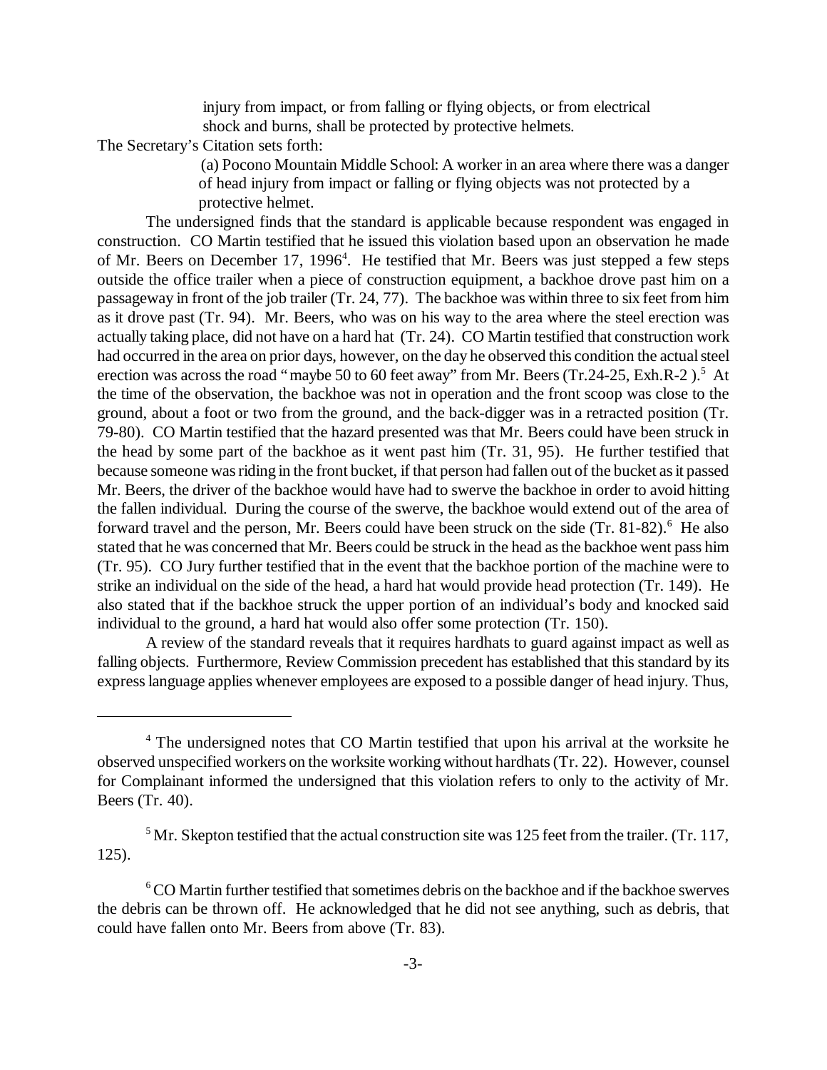injury from impact, or from falling or flying objects, or from electrical shock and burns, shall be protected by protective helmets.

The Secretary's Citation sets forth:

> (a) Pocono Mountain Middle School: A worker in an area where there was a danger of head injury from impact or falling or flying objects was not protected by a protective helmet.

The undersigned finds that the standard is applicable because respondent was engaged in construction. CO Martin testified that he issued this violation based upon an observation he made of Mr. Beers on December 17, 1996[4]. He testified that Mr. Beers was just stepped a few steps outside the office trailer when a piece of construction equipment, a backhoe drove past him on a passageway in front of the job trailer (Tr. 24, 77). The backhoe was within three to six feet from him as it drove past (Tr. 94). Mr. Beers, who was on his way to the area where the steel erection was actually taking place, did not have on a hard hat (Tr. 24). CO Martin testified that construction work had occurred in the area on prior days, however, on the day he observed this condition the actual steel erection was across the road "maybe 50 to 60 feet away" from Mr. Beers (Tr.24-25, Exh.R-2 ).[5] At the time of the observation, the backhoe was not in operation and the front scoop was close to the ground, about a foot or two from the ground, and the back-digger was in a retracted position (Tr. 79-80). CO Martin testified that the hazard presented was that Mr. Beers could have been struck in the head by some part of the backhoe as it went past him (Tr. 31, 95). He further testified that because someone was riding in the front bucket, if that person had fallen out of the bucket as it passed Mr. Beers, the driver of the backhoe would have had to swerve the backhoe in order to avoid hitting the fallen individual. During the course of the swerve, the backhoe would extend out of the area of forward travel and the person, Mr. Beers could have been struck on the side (Tr. 81-82).[6] He also stated that he was concerned that Mr. Beers could be struck in the head as the backhoe went pass him (Tr. 95). CO Jury further testified that in the event that the backhoe portion of the machine were to strike an individual on the side of the head, a hard hat would provide head protection (Tr. 149). He also stated that if the backhoe struck the upper portion of an individual's body and knocked said individual to the ground, a hard hat would also offer some protection (Tr. 150).

A review of the standard reveals that it requires hardhats to guard against impact as well as falling objects. Furthermore, Review Commission precedent has established that this standard by its express language applies whenever employees are exposed to a possible danger of head injury. Thus,

---

[4] The undersigned notes that CO Martin testified that upon his arrival at the worksite he observed unspecified workers on the worksite working without hardhats (Tr. 22). However, counsel for Complainant informed the undersigned that this violation refers to only to the activity of Mr. Beers (Tr. 40).

[5] Mr. Skepton testified that the actual construction site was 125 feet from the trailer. (Tr. 117, 125).

[6] CO Martin further testified that sometimes debris on the backhoe and if the backhoe swerves the debris can be thrown off. He acknowledged that he did not see anything, such as debris, that could have fallen onto Mr. Beers from above (Tr. 83).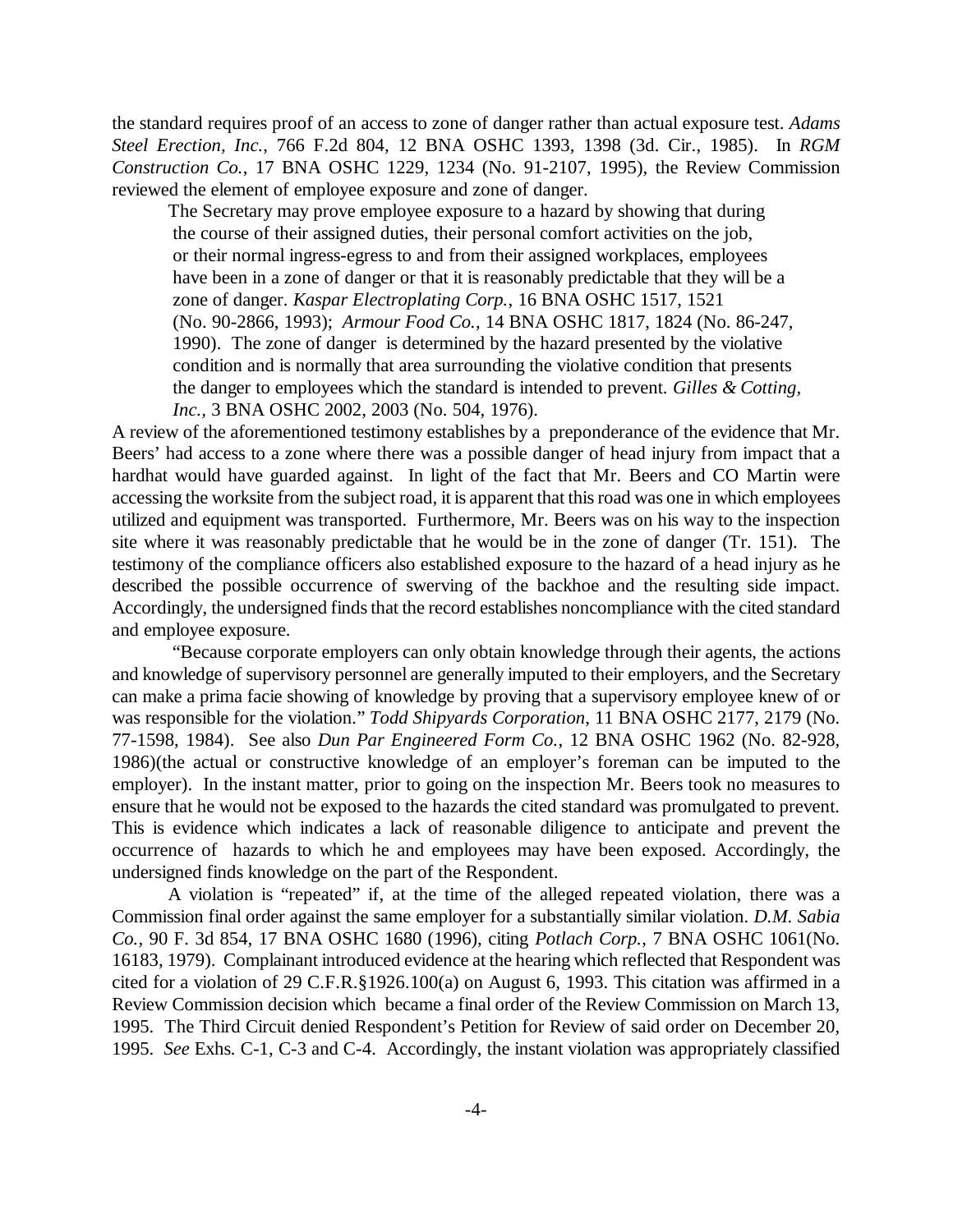the standard requires proof of an access to zone of danger rather than actual exposure test. *Adams Steel Erection, Inc.*, 766 F.2d 804, 12 BNA OSHC 1393, 1398 (3d. Cir., 1985). In *RGM Construction Co.*, 17 BNA OSHC 1229, 1234 (No. 91-2107, 1995), the Review Commission reviewed the element of employee exposure and zone of danger.

> The Secretary may prove employee exposure to a hazard by showing that during the course of their assigned duties, their personal comfort activities on the job, or their normal ingress-egress to and from their assigned workplaces, employees have been in a zone of danger or that it is reasonably predictable that they will be a zone of danger. *Kaspar Electroplating Corp.*, 16 BNA OSHC 1517, 1521 (No. 90-2866, 1993); *Armour Food Co.*, 14 BNA OSHC 1817, 1824 (No. 86-247, 1990). The zone of danger is determined by the hazard presented by the violative condition and is normally that area surrounding the violative condition that presents the danger to employees which the standard is intended to prevent. *Gilles & Cotting, Inc.*, 3 BNA OSHC 2002, 2003 (No. 504, 1976).

A review of the aforementioned testimony establishes by a preponderance of the evidence that Mr. Beers' had access to a zone where there was a possible danger of head injury from impact that a hardhat would have guarded against. In light of the fact that Mr. Beers and CO Martin were accessing the worksite from the subject road, it is apparent that this road was one in which employees utilized and equipment was transported. Furthermore, Mr. Beers was on his way to the inspection site where it was reasonably predictable that he would be in the zone of danger (Tr. 151). The testimony of the compliance officers also established exposure to the hazard of a head injury as he described the possible occurrence of swerving of the backhoe and the resulting side impact. Accordingly, the undersigned finds that the record establishes noncompliance with the cited standard and employee exposure.

"Because corporate employers can only obtain knowledge through their agents, the actions and knowledge of supervisory personnel are generally imputed to their employers, and the Secretary can make a prima facie showing of knowledge by proving that a supervisory employee knew of or was responsible for the violation." *Todd Shipyards Corporation*, 11 BNA OSHC 2177, 2179 (No. 77-1598, 1984). See also *Dun Par Engineered Form Co.*, 12 BNA OSHC 1962 (No. 82-928, 1986)(the actual or constructive knowledge of an employer's foreman can be imputed to the employer). In the instant matter, prior to going on the inspection Mr. Beers took no measures to ensure that he would not be exposed to the hazards the cited standard was promulgated to prevent. This is evidence which indicates a lack of reasonable diligence to anticipate and prevent the occurrence of hazards to which he and employees may have been exposed. Accordingly, the undersigned finds knowledge on the part of the Respondent.

A violation is "repeated" if, at the time of the alleged repeated violation, there was a Commission final order against the same employer for a substantially similar violation. *D.M. Sabia Co.*, 90 F. 3d 854, 17 BNA OSHC 1680 (1996), citing *Potlach Corp.*, 7 BNA OSHC 1061(No. 16183, 1979). Complainant introduced evidence at the hearing which reflected that Respondent was cited for a violation of 29 C.F.R.§1926.100(a) on August 6, 1993. This citation was affirmed in a Review Commission decision which became a final order of the Review Commission on March 13, 1995. The Third Circuit denied Respondent's Petition for Review of said order on December 20, 1995. *See* Exhs. C-1, C-3 and C-4. Accordingly, the instant violation was appropriately classified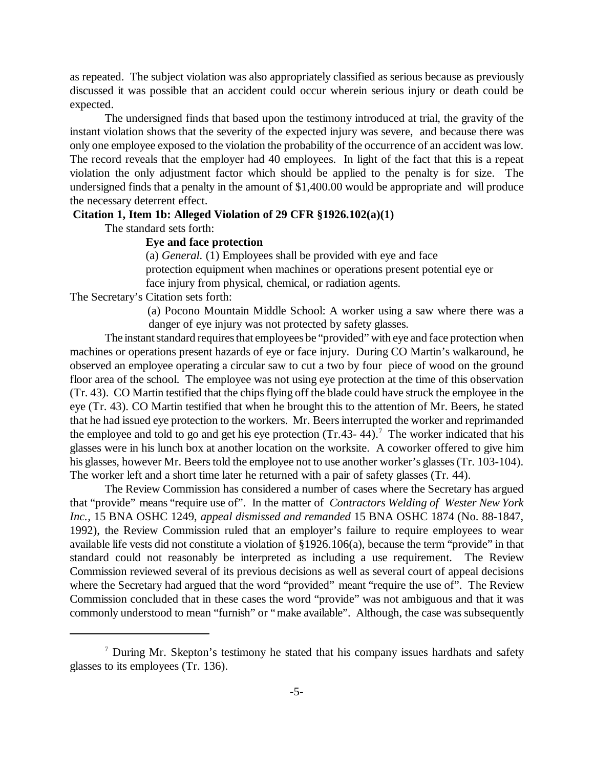as repeated. The subject violation was also appropriately classified as serious because as previously discussed it was possible that an accident could occur wherein serious injury or death could be expected.

The undersigned finds that based upon the testimony introduced at trial, the gravity of the instant violation shows that the severity of the expected injury was severe, and because there was only one employee exposed to the violation the probability of the occurrence of an accident was low. The record reveals that the employer had 40 employees. In light of the fact that this is a repeat violation the only adjustment factor which should be applied to the penalty is for size. The undersigned finds that a penalty in the amount of $1,400.00 would be appropriate and will produce the necessary deterrent effect.

**Citation 1, Item 1b: Alleged Violation of 29 CFR §1926.102(a)(1)**

The standard sets forth:

> **Eye and face protection**
>
> (a) *General.* (1) Employees shall be provided with eye and face protection equipment when machines or operations present potential eye or face injury from physical, chemical, or radiation agents.

The Secretary's Citation sets forth:

> (a) Pocono Mountain Middle School: A worker using a saw where there was a danger of eye injury was not protected by safety glasses.

The instant standard requires that employees be "provided" with eye and face protection when machines or operations present hazards of eye or face injury. During CO Martin's walkaround, he observed an employee operating a circular saw to cut a two by four piece of wood on the ground floor area of the school. The employee was not using eye protection at the time of this observation (Tr. 43). CO Martin testified that the chips flying off the blade could have struck the employee in the eye (Tr. 43). CO Martin testified that when he brought this to the attention of Mr. Beers, he stated that he had issued eye protection to the workers. Mr. Beers interrupted the worker and reprimanded the employee and told to go and get his eye protection (Tr.43- 44).[7] The worker indicated that his glasses were in his lunch box at another location on the worksite. A coworker offered to give him his glasses, however Mr. Beers told the employee not to use another worker's glasses (Tr. 103-104). The worker left and a short time later he returned with a pair of safety glasses (Tr. 44).

The Review Commission has considered a number of cases where the Secretary has argued that "provide" means "require use of". In the matter of *Contractors Welding of Wester New York Inc.*, 15 BNA OSHC 1249, *appeal dismissed and remanded* 15 BNA OSHC 1874 (No. 88-1847, 1992), the Review Commission ruled that an employer's failure to require employees to wear available life vests did not constitute a violation of §1926.106(a), because the term "provide" in that standard could not reasonably be interpreted as including a use requirement. The Review Commission reviewed several of its previous decisions as well as several court of appeal decisions where the Secretary had argued that the word "provided" meant "require the use of". The Review Commission concluded that in these cases the word "provide" was not ambiguous and that it was commonly understood to mean "furnish" or "make available". Although, the case was subsequently

[7] During Mr. Skepton's testimony he stated that his company issues hardhats and safety glasses to its employees (Tr. 136).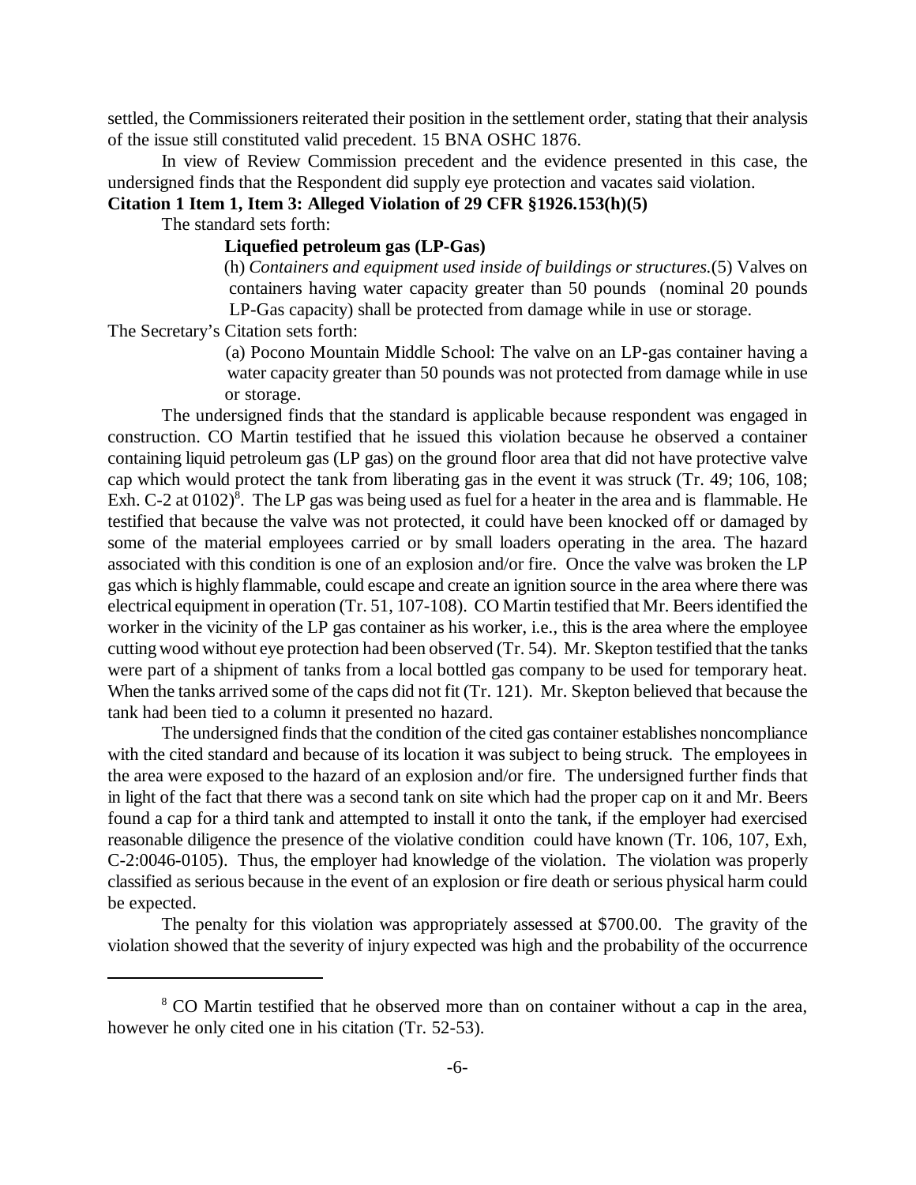settled, the Commissioners reiterated their position in the settlement order, stating that their analysis of the issue still constituted valid precedent. 15 BNA OSHC 1876.

In view of Review Commission precedent and the evidence presented in this case, the undersigned finds that the Respondent did supply eye protection and vacates said violation.

**Citation 1 Item 1, Item 3: Alleged Violation of 29 CFR §1926.153(h)(5)**

The standard sets forth:

> **Liquefied petroleum gas (LP-Gas)**
>
> (h) *Containers and equipment used inside of buildings or structures.*(5) Valves on containers having water capacity greater than 50 pounds (nominal 20 pounds LP-Gas capacity) shall be protected from damage while in use or storage.

The Secretary's Citation sets forth:

> (a) Pocono Mountain Middle School: The valve on an LP-gas container having a water capacity greater than 50 pounds was not protected from damage while in use or storage.

The undersigned finds that the standard is applicable because respondent was engaged in construction. CO Martin testified that he issued this violation because he observed a container containing liquid petroleum gas (LP gas) on the ground floor area that did not have protective valve cap which would protect the tank from liberating gas in the event it was struck (Tr. 49; 106, 108; Exh. C-2 at 0102)[8]. The LP gas was being used as fuel for a heater in the area and is flammable. He testified that because the valve was not protected, it could have been knocked off or damaged by some of the material employees carried or by small loaders operating in the area. The hazard associated with this condition is one of an explosion and/or fire. Once the valve was broken the LP gas which is highly flammable, could escape and create an ignition source in the area where there was electrical equipment in operation (Tr. 51, 107-108). CO Martin testified that Mr. Beers identified the worker in the vicinity of the LP gas container as his worker, i.e., this is the area where the employee cutting wood without eye protection had been observed (Tr. 54). Mr. Skepton testified that the tanks were part of a shipment of tanks from a local bottled gas company to be used for temporary heat. When the tanks arrived some of the caps did not fit (Tr. 121). Mr. Skepton believed that because the tank had been tied to a column it presented no hazard.

The undersigned finds that the condition of the cited gas container establishes noncompliance with the cited standard and because of its location it was subject to being struck. The employees in the area were exposed to the hazard of an explosion and/or fire. The undersigned further finds that in light of the fact that there was a second tank on site which had the proper cap on it and Mr. Beers found a cap for a third tank and attempted to install it onto the tank, if the employer had exercised reasonable diligence the presence of the violative condition could have known (Tr. 106, 107, Exh, C-2:0046-0105). Thus, the employer had knowledge of the violation. The violation was properly classified as serious because in the event of an explosion or fire death or serious physical harm could be expected.

The penalty for this violation was appropriately assessed at $700.00. The gravity of the violation showed that the severity of injury expected was high and the probability of the occurrence

[8] CO Martin testified that he observed more than on container without a cap in the area, however he only cited one in his citation (Tr. 52-53).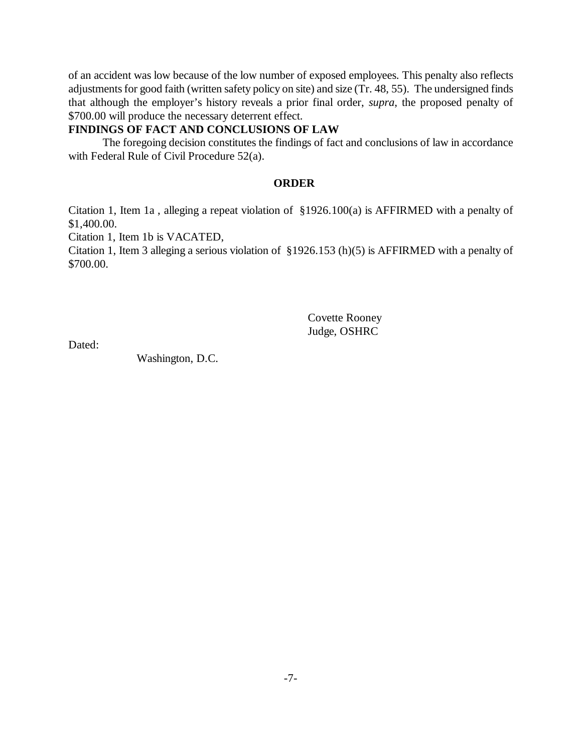of an accident was low because of the low number of exposed employees. This penalty also reflects adjustments for good faith (written safety policy on site) and size (Tr. 48, 55). The undersigned finds that although the employer's history reveals a prior final order, *supra*, the proposed penalty of $700.00 will produce the necessary deterrent effect.

**FINDINGS OF FACT AND CONCLUSIONS OF LAW**

The foregoing decision constitutes the findings of fact and conclusions of law in accordance with Federal Rule of Civil Procedure 52(a).

## ORDER

Citation 1, Item 1a , alleging a repeat violation of §1926.100(a) is AFFIRMED with a penalty of $1,400.00.

Citation 1, Item 1b is VACATED,

Citation 1, Item 3 alleging a serious violation of §1926.153 (h)(5) is AFFIRMED with a penalty of $700.00.

Covette Rooney
Judge, OSHRC

Dated:

Washington, D.C.